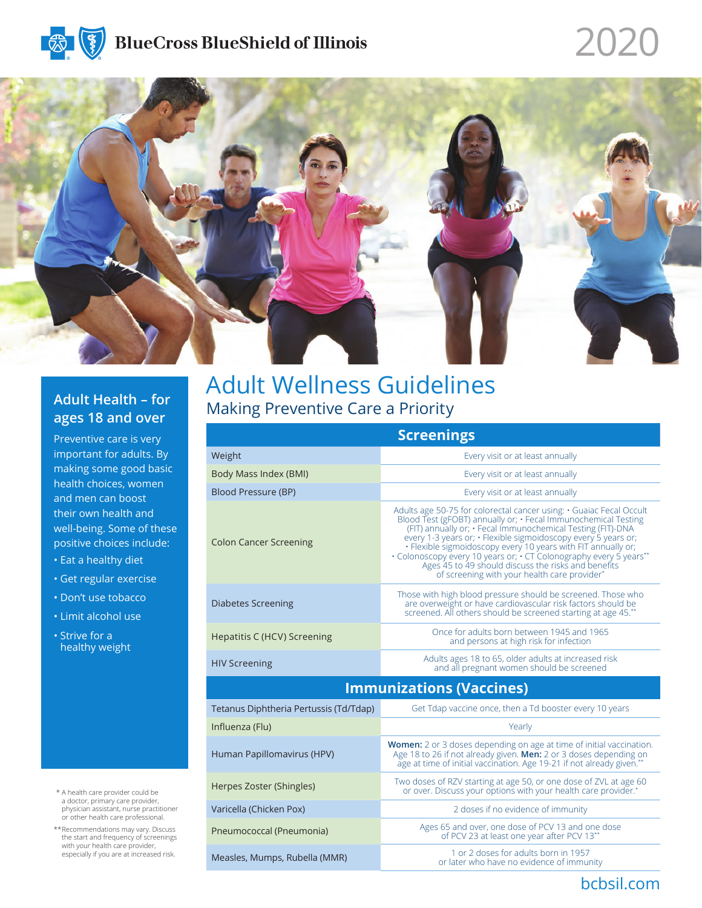BlueCross BlueShield of Illinois

2020

## Adult Health – for ages 18 and over

Preventive care is very important for adults. By making some good basic health choices, women and men can boost their own health and well-being. Some of these positive choices include:

- Eat a healthy diet
- Get regular exercise
- Don't use tobacco
- Limit alcohol use
- Strive for a healthy weight

# Adult Wellness Guidelines

## Making Preventive Care a Priority

| Screenings | |
|---|---|
| Weight | Every visit or at least annually |
| Body Mass Index (BMI) | Every visit or at least annually |
| Blood Pressure (BP) | Every visit or at least annually |
| Colon Cancer Screening | Adults age 50-75 for colorectal cancer using: • Guaiac Fecal Occult Blood Test (gFOBT) annually or; • Fecal Immunochemical Testing (FIT) annually or; • Fecal Immunochemical Testing (FIT)-DNA every 1-3 years or; • Flexible sigmoidoscopy every 5 years or; • Flexible sigmoidoscopy every 10 years with FIT annually or; • Colonoscopy every 10 years or; • CT Colonography every 5 years** Ages 45 to 49 should discuss the risks and benefits of screening with your health care provider* |
| Diabetes Screening | Those with high blood pressure should be screened. Those who are overweight or have cardiovascular risk factors should be screened. All others should be screened starting at age 45.** |
| Hepatitis C (HCV) Screening | Once for adults born between 1945 and 1965 and persons at high risk for infection |
| HIV Screening | Adults ages 18 to 65, older adults at increased risk and all pregnant women should be screened |

| Immunizations (Vaccines) | |
|---|---|
| Tetanus Diphtheria Pertussis (Td/Tdap) | Get Tdap vaccine once, then a Td booster every 10 years |
| Influenza (Flu) | Yearly |
| Human Papillomavirus (HPV) | **Women:** 2 or 3 doses depending on age at time of initial vaccination. Age 18 to 26 if not already given. **Men:** 2 or 3 doses depending on age at time of initial vaccination. Age 19-21 if not already given.** |
| Herpes Zoster (Shingles) | Two doses of RZV starting at age 50, or one dose of ZVL at age 60 or over. Discuss your options with your health care provider.* |
| Varicella (Chicken Pox) | 2 doses if no evidence of immunity |
| Pneumococcal (Pneumonia) | Ages 65 and over, one dose of PCV 13 and one dose of PCV 23 at least one year after PCV 13** |
| Measles, Mumps, Rubella (MMR) | 1 or 2 doses for adults born in 1957 or later who have no evidence of immunity |

\* A health care provider could be a doctor, primary care provider, physician assistant, nurse practitioner or other health care professional.

** Recommendations may vary. Discuss the start and frequency of screenings with your health care provider, especially if you are at increased risk.

bcbsil.com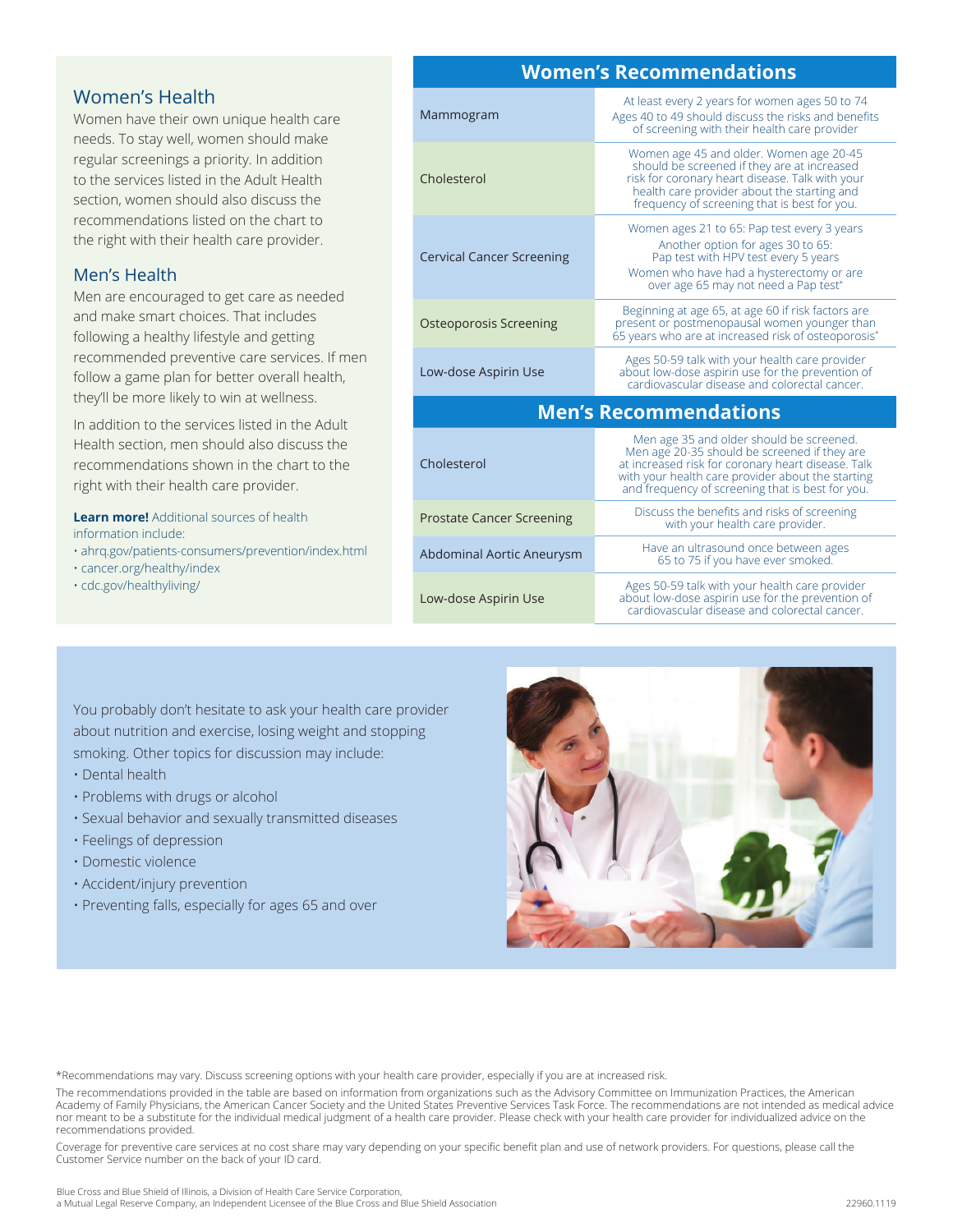## Women's Health

Women have their own unique health care needs. To stay well, women should make regular screenings a priority. In addition to the services listed in the Adult Health section, women should also discuss the recommendations listed on the chart to the right with their health care provider.

## Men's Health

Men are encouraged to get care as needed and make smart choices. That includes following a healthy lifestyle and getting recommended preventive care services. If men follow a game plan for better overall health, they'll be more likely to win at wellness.

In addition to the services listed in the Adult Health section, men should also discuss the recommendations shown in the chart to the right with their health care provider.

**Learn more!** Additional sources of health information include:

- ahrq.gov/patients-consumers/prevention/index.html
- cancer.org/healthy/index
- cdc.gov/healthyliving/

| Women's Recommendations | |
|---|---|
| Mammogram | At least every 2 years for women ages 50 to 74<br>Ages 40 to 49 should discuss the risks and benefits of screening with their health care provider |
| Cholesterol | Women age 45 and older. Women age 20-45 should be screened if they are at increased risk for coronary heart disease. Talk with your health care provider about the starting and frequency of screening that is best for you. |
| Cervical Cancer Screening | Women ages 21 to 65: Pap test every 3 years<br>Another option for ages 30 to 65: Pap test with HPV test every 5 years<br>Women who have had a hysterectomy or are over age 65 may not need a Pap test* |
| Osteoporosis Screening | Beginning at age 65, at age 60 if risk factors are present or postmenopausal women younger than 65 years who are at increased risk of osteoporosis* |
| Low-dose Aspirin Use | Ages 50-59 talk with your health care provider about low-dose aspirin use for the prevention of cardiovascular disease and colorectal cancer. |

| Men's Recommendations | |
|---|---|
| Cholesterol | Men age 35 and older should be screened. Men age 20-35 should be screened if they are at increased risk for coronary heart disease. Talk with your health care provider about the starting and frequency of screening that is best for you. |
| Prostate Cancer Screening | Discuss the benefits and risks of screening with your health care provider. |
| Abdominal Aortic Aneurysm | Have an ultrasound once between ages 65 to 75 if you have ever smoked. |
| Low-dose Aspirin Use | Ages 50-59 talk with your health care provider about low-dose aspirin use for the prevention of cardiovascular disease and colorectal cancer. |

You probably don't hesitate to ask your health care provider about nutrition and exercise, losing weight and stopping smoking. Other topics for discussion may include:

- Dental health
- Problems with drugs or alcohol
- Sexual behavior and sexually transmitted diseases
- Feelings of depression
- Domestic violence
- Accident/injury prevention
- Preventing falls, especially for ages 65 and over

*Recommendations may vary. Discuss screening options with your health care provider, especially if you are at increased risk.

The recommendations provided in the table are based on information from organizations such as the Advisory Committee on Immunization Practices, the American Academy of Family Physicians, the American Cancer Society and the United States Preventive Services Task Force. The recommendations are not intended as medical advice nor meant to be a substitute for the individual medical judgment of a health care provider. Please check with your health care provider for individualized advice on the recommendations provided.

Coverage for preventive care services at no cost share may vary depending on your specific benefit plan and use of network providers. For questions, please call the Customer Service number on the back of your ID card.

Blue Cross and Blue Shield of Illinois, a Division of Health Care Service Corporation, a Mutual Legal Reserve Company, an Independent Licensee of the Blue Cross and Blue Shield Association

22960.1119